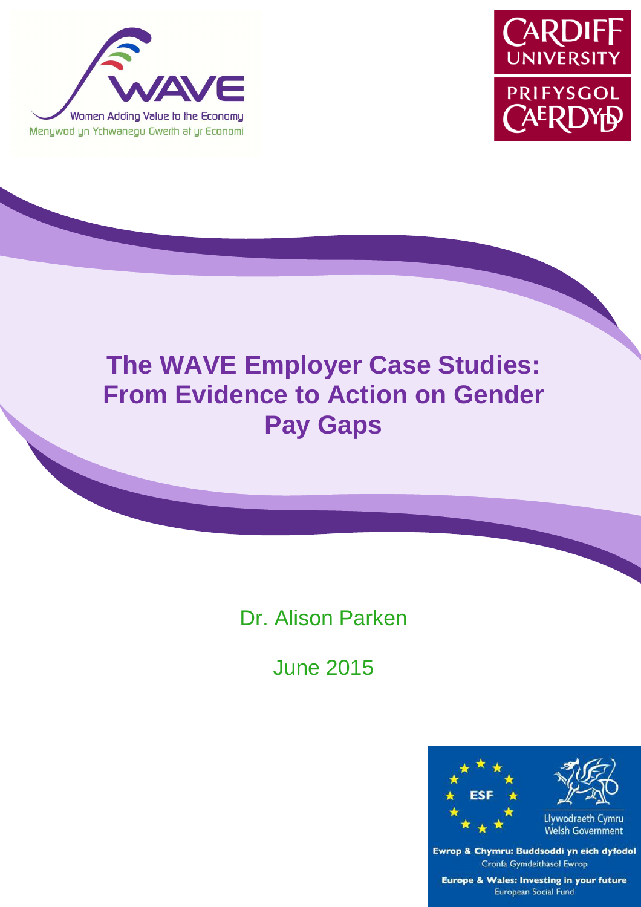WAVE

Women Adding Value to the Economy

Menywod yn Ychwanegu Gwerth at yr Economi

CARDIFF UNIVERSITY

PRIFYSGOL CAERDYDD

# The WAVE Employer Case Studies: From Evidence to Action on Gender Pay Gaps

Dr. Alison Parken

June 2015

ESF

Llywodraeth Cymru
Welsh Government

Ewrop & Chymru: Buddsoddi yn eich dyfodol
Cronfa Gymdeithasol Ewrop

Europe & Wales: Investing in your future
European Social Fund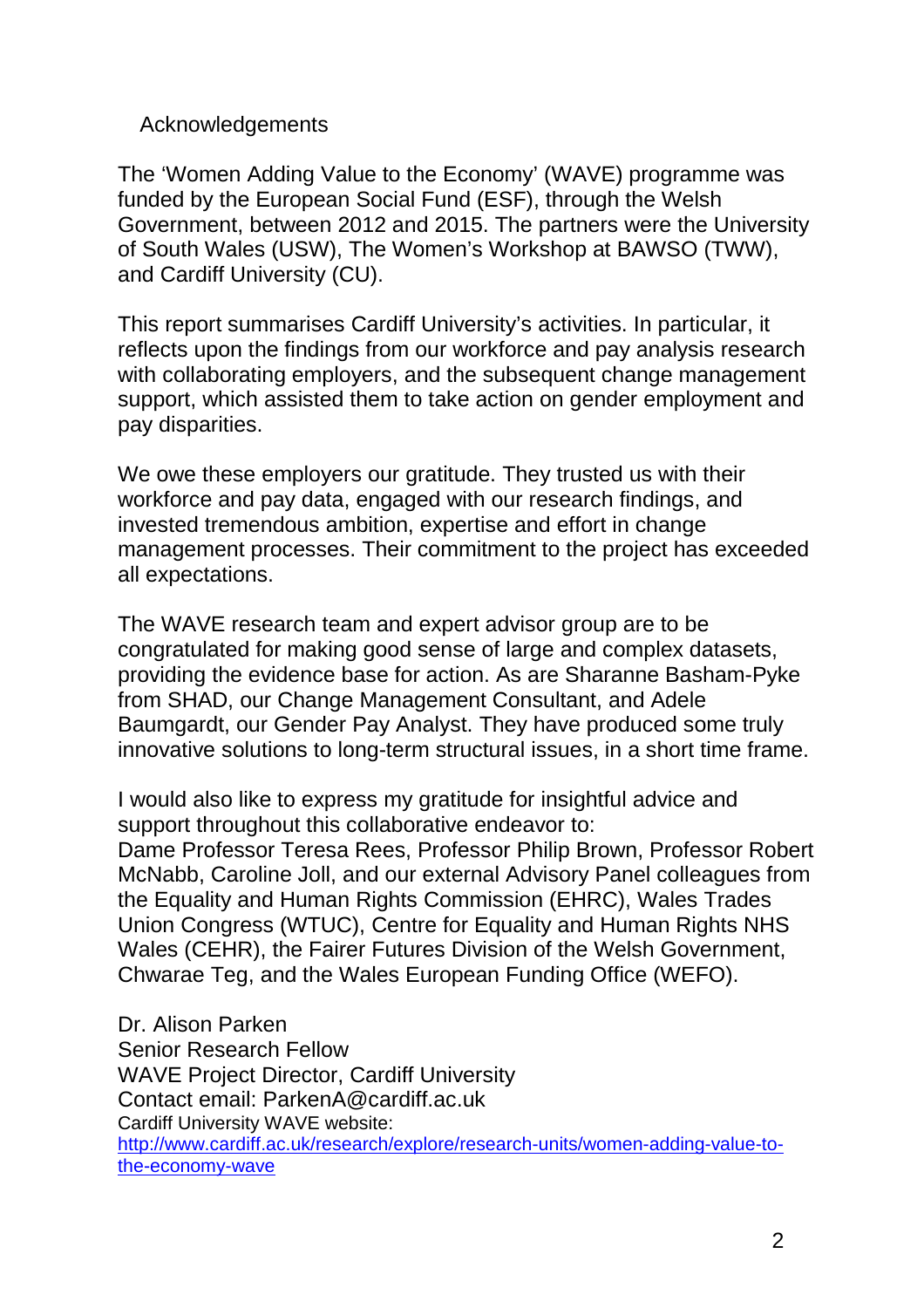# Acknowledgements

The 'Women Adding Value to the Economy' (WAVE) programme was funded by the European Social Fund (ESF), through the Welsh Government, between 2012 and 2015. The partners were the University of South Wales (USW), The Women's Workshop at BAWSO (TWW), and Cardiff University (CU).

This report summarises Cardiff University's activities. In particular, it reflects upon the findings from our workforce and pay analysis research with collaborating employers, and the subsequent change management support, which assisted them to take action on gender employment and pay disparities.

We owe these employers our gratitude. They trusted us with their workforce and pay data, engaged with our research findings, and invested tremendous ambition, expertise and effort in change management processes. Their commitment to the project has exceeded all expectations.

The WAVE research team and expert advisor group are to be congratulated for making good sense of large and complex datasets, providing the evidence base for action. As are Sharanne Basham-Pyke from SHAD, our Change Management Consultant, and Adele Baumgardt, our Gender Pay Analyst. They have produced some truly innovative solutions to long-term structural issues, in a short time frame.

I would also like to express my gratitude for insightful advice and support throughout this collaborative endeavor to:
Dame Professor Teresa Rees, Professor Philip Brown, Professor Robert McNabb, Caroline Joll, and our external Advisory Panel colleagues from the Equality and Human Rights Commission (EHRC), Wales Trades Union Congress (WTUC), Centre for Equality and Human Rights NHS Wales (CEHR), the Fairer Futures Division of the Welsh Government, Chwarae Teg, and the Wales European Funding Office (WEFO).

Dr. Alison Parken
Senior Research Fellow
WAVE Project Director, Cardiff University
Contact email: ParkenA@cardiff.ac.uk
Cardiff University WAVE website:
[http://www.cardiff.ac.uk/research/explore/research-units/women-adding-value-to-the-economy-wave](http://www.cardiff.ac.uk/research/explore/research-units/women-adding-value-to-the-economy-wave)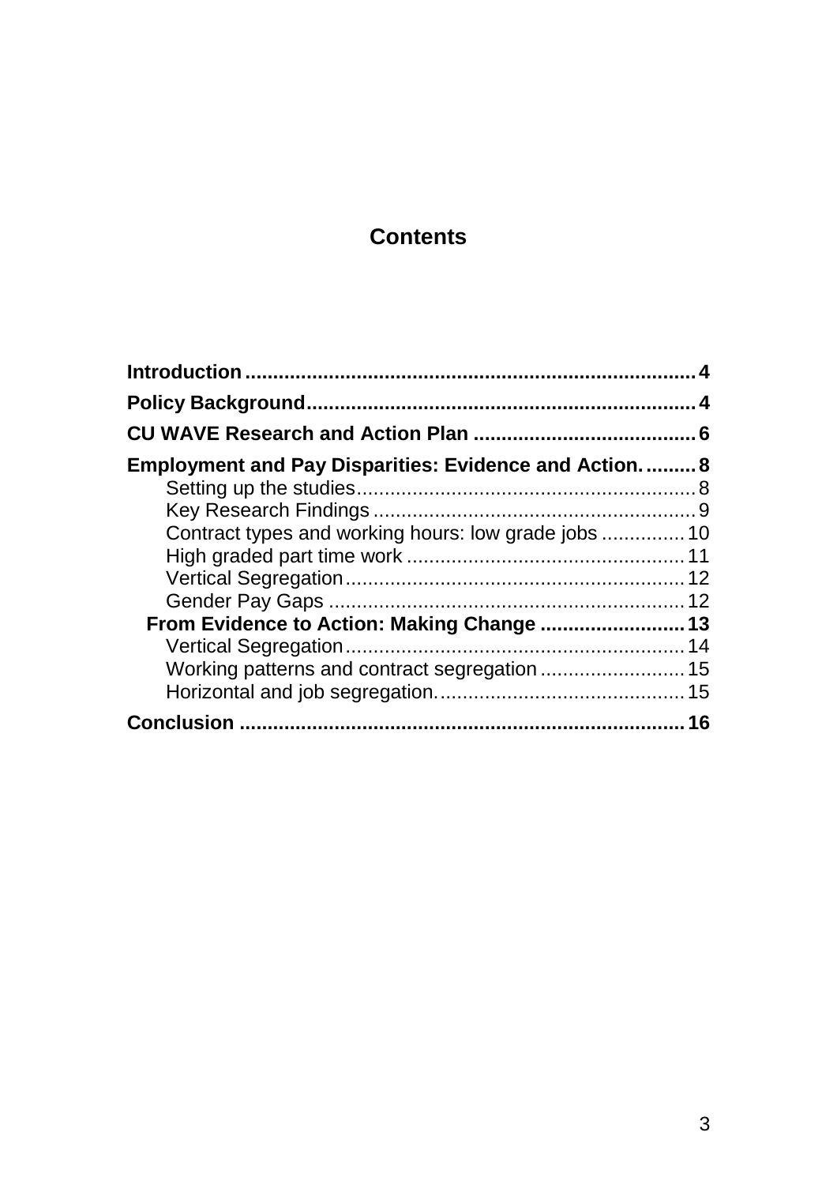# Contents

**Introduction** .......... **4**

**Policy Background** .......... **4**

**CU WAVE Research and Action Plan** .......... **6**

**Employment and Pay Disparities: Evidence and Action.** .......... **8**

- Setting up the studies .......... 8
- Key Research Findings .......... 9
- Contract types and working hours: low grade jobs .......... 10
- High graded part time work .......... 11
- Vertical Segregation .......... 12
- Gender Pay Gaps .......... 12

**From Evidence to Action: Making Change** .......... **13**

- Vertical Segregation .......... 14
- Working patterns and contract segregation .......... 15
- Horizontal and job segregation. .......... 15

**Conclusion** .......... **16**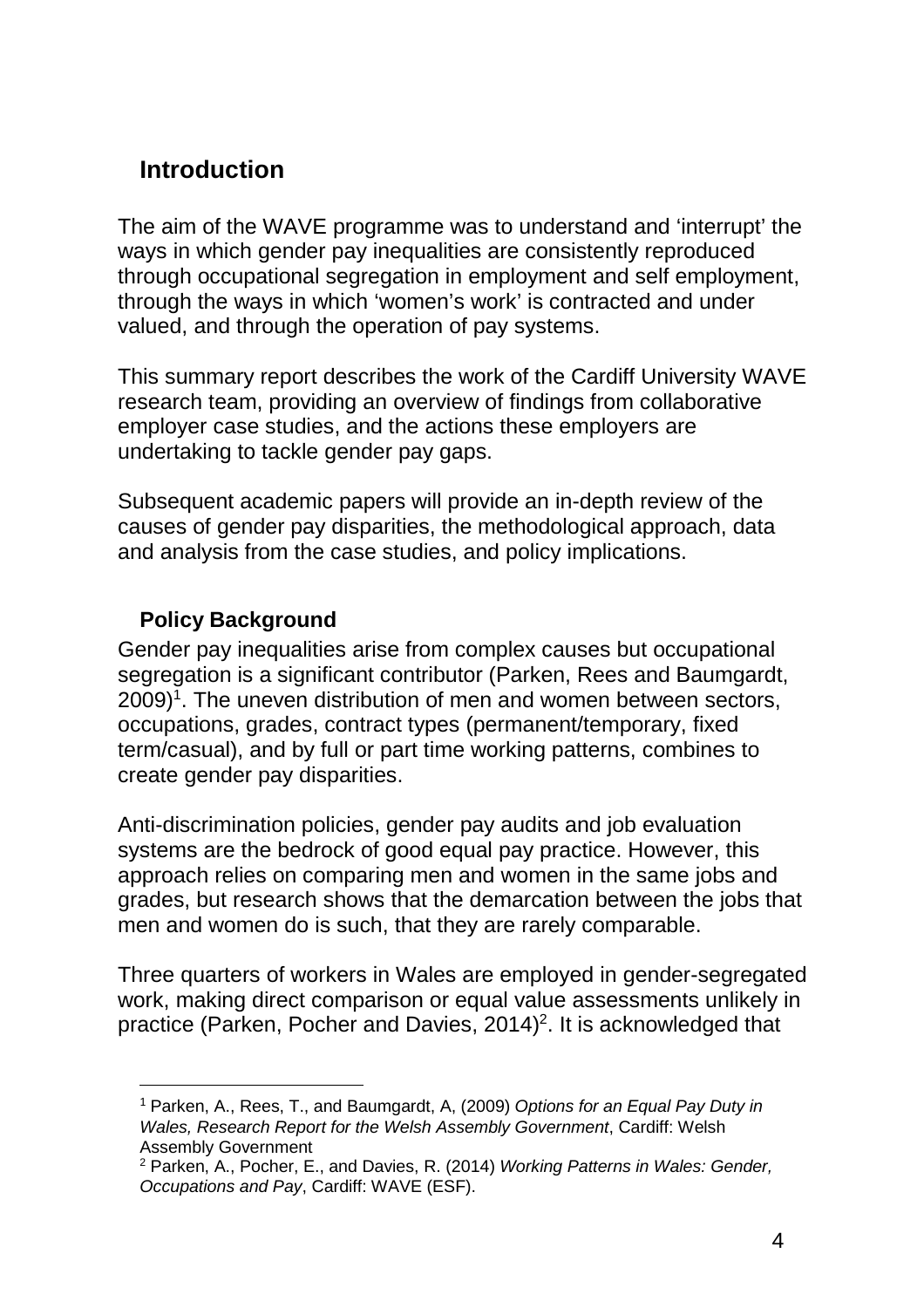## Introduction

The aim of the WAVE programme was to understand and 'interrupt' the ways in which gender pay inequalities are consistently reproduced through occupational segregation in employment and self employment, through the ways in which 'women's work' is contracted and under valued, and through the operation of pay systems.

This summary report describes the work of the Cardiff University WAVE research team, providing an overview of findings from collaborative employer case studies, and the actions these employers are undertaking to tackle gender pay gaps.

Subsequent academic papers will provide an in-depth review of the causes of gender pay disparities, the methodological approach, data and analysis from the case studies, and policy implications.

### Policy Background

Gender pay inequalities arise from complex causes but occupational segregation is a significant contributor (Parken, Rees and Baumgardt, 2009)[1]. The uneven distribution of men and women between sectors, occupations, grades, contract types (permanent/temporary, fixed term/casual), and by full or part time working patterns, combines to create gender pay disparities.

Anti-discrimination policies, gender pay audits and job evaluation systems are the bedrock of good equal pay practice. However, this approach relies on comparing men and women in the same jobs and grades, but research shows that the demarcation between the jobs that men and women do is such, that they are rarely comparable.

Three quarters of workers in Wales are employed in gender-segregated work, making direct comparison or equal value assessments unlikely in practice (Parken, Pocher and Davies, 2014)[2]. It is acknowledged that

---

[1] Parken, A., Rees, T., and Baumgardt, A, (2009) *Options for an Equal Pay Duty in Wales, Research Report for the Welsh Assembly Government*, Cardiff: Welsh Assembly Government

[2] Parken, A., Pocher, E., and Davies, R. (2014) *Working Patterns in Wales: Gender, Occupations and Pay*, Cardiff: WAVE (ESF).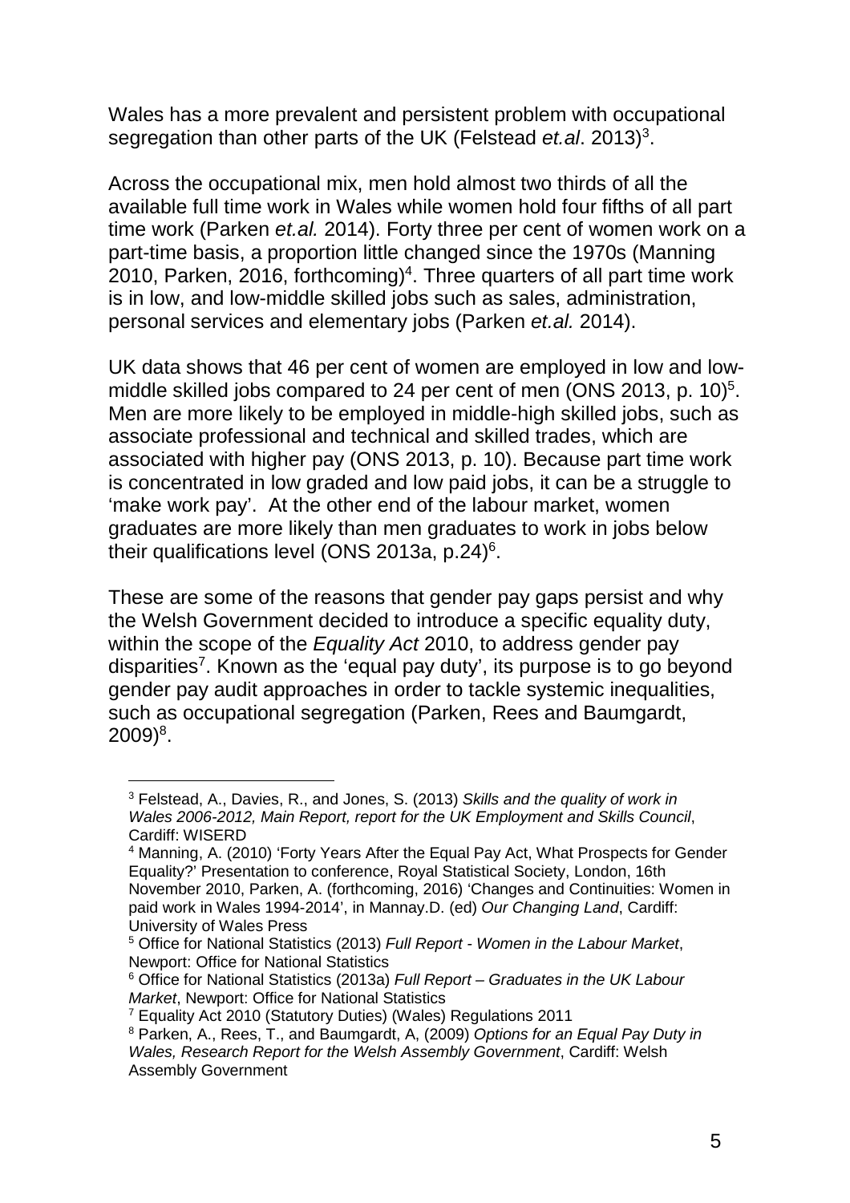Wales has a more prevalent and persistent problem with occupational segregation than other parts of the UK (Felstead *et.al*. 2013)[3].

Across the occupational mix, men hold almost two thirds of all the available full time work in Wales while women hold four fifths of all part time work (Parken *et.al.* 2014). Forty three per cent of women work on a part-time basis, a proportion little changed since the 1970s (Manning 2010, Parken, 2016, forthcoming)[4]. Three quarters of all part time work is in low, and low-middle skilled jobs such as sales, administration, personal services and elementary jobs (Parken *et.al.* 2014).

UK data shows that 46 per cent of women are employed in low and low-middle skilled jobs compared to 24 per cent of men (ONS 2013, p. 10)[5]. Men are more likely to be employed in middle-high skilled jobs, such as associate professional and technical and skilled trades, which are associated with higher pay (ONS 2013, p. 10). Because part time work is concentrated in low graded and low paid jobs, it can be a struggle to 'make work pay'. At the other end of the labour market, women graduates are more likely than men graduates to work in jobs below their qualifications level (ONS 2013a, p.24)[6].

These are some of the reasons that gender pay gaps persist and why the Welsh Government decided to introduce a specific equality duty, within the scope of the *Equality Act* 2010, to address gender pay disparities[7]. Known as the 'equal pay duty', its purpose is to go beyond gender pay audit approaches in order to tackle systemic inequalities, such as occupational segregation (Parken, Rees and Baumgardt, 2009)[8].

---

[3] Felstead, A., Davies, R., and Jones, S. (2013) *Skills and the quality of work in Wales 2006-2012, Main Report, report for the UK Employment and Skills Council*, Cardiff: WISERD

[4] Manning, A. (2010) 'Forty Years After the Equal Pay Act, What Prospects for Gender Equality?' Presentation to conference, Royal Statistical Society, London, 16th November 2010, Parken, A. (forthcoming, 2016) 'Changes and Continuities: Women in paid work in Wales 1994-2014', in Mannay.D. (ed) *Our Changing Land*, Cardiff: University of Wales Press

[5] Office for National Statistics (2013) *Full Report - Women in the Labour Market*, Newport: Office for National Statistics

[6] Office for National Statistics (2013a) *Full Report – Graduates in the UK Labour Market*, Newport: Office for National Statistics

[7] Equality Act 2010 (Statutory Duties) (Wales) Regulations 2011

[8] Parken, A., Rees, T., and Baumgardt, A, (2009) *Options for an Equal Pay Duty in Wales, Research Report for the Welsh Assembly Government*, Cardiff: Welsh Assembly Government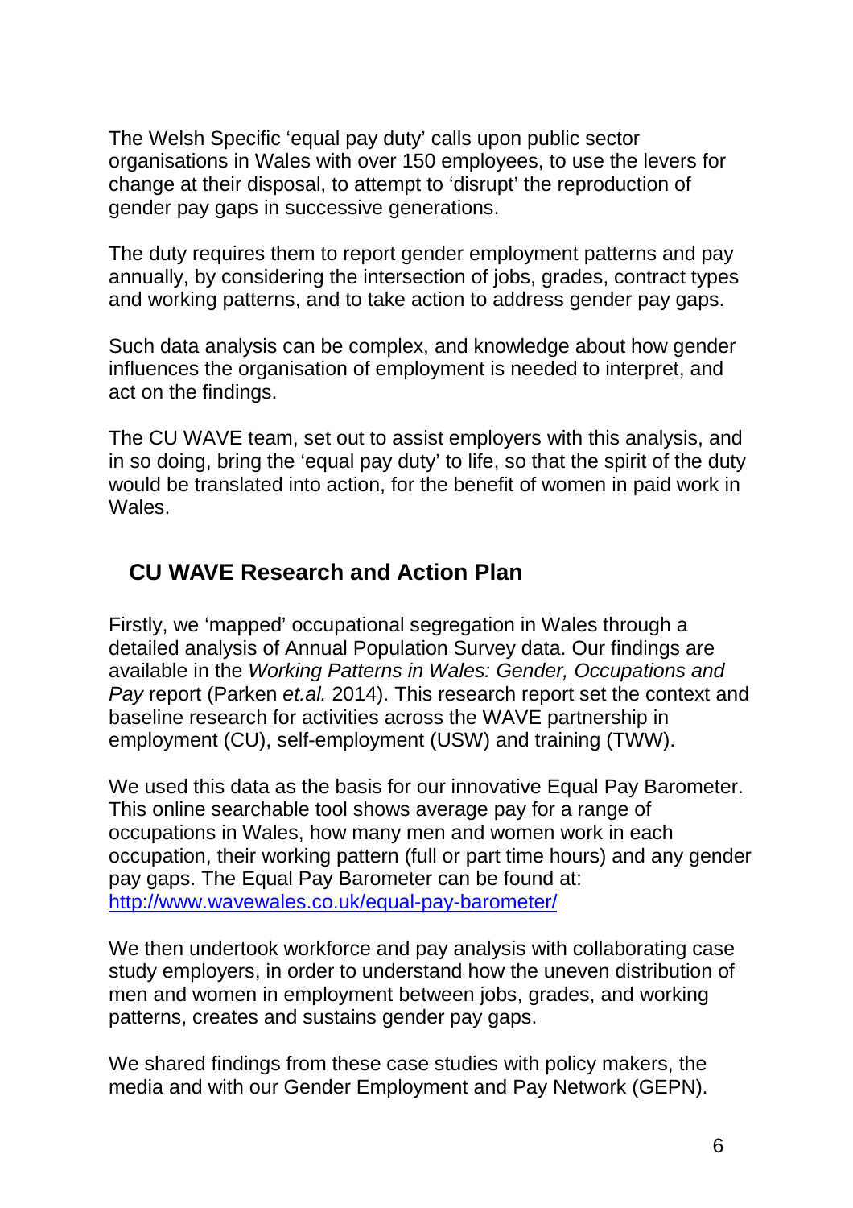The Welsh Specific 'equal pay duty' calls upon public sector organisations in Wales with over 150 employees, to use the levers for change at their disposal, to attempt to 'disrupt' the reproduction of gender pay gaps in successive generations.

The duty requires them to report gender employment patterns and pay annually, by considering the intersection of jobs, grades, contract types and working patterns, and to take action to address gender pay gaps.

Such data analysis can be complex, and knowledge about how gender influences the organisation of employment is needed to interpret, and act on the findings.

The CU WAVE team, set out to assist employers with this analysis, and in so doing, bring the 'equal pay duty' to life, so that the spirit of the duty would be translated into action, for the benefit of women in paid work in Wales.

## CU WAVE Research and Action Plan

Firstly, we 'mapped' occupational segregation in Wales through a detailed analysis of Annual Population Survey data. Our findings are available in the *Working Patterns in Wales: Gender, Occupations and Pay* report (Parken *et.al.* 2014). This research report set the context and baseline research for activities across the WAVE partnership in employment (CU), self-employment (USW) and training (TWW).

We used this data as the basis for our innovative Equal Pay Barometer. This online searchable tool shows average pay for a range of occupations in Wales, how many men and women work in each occupation, their working pattern (full or part time hours) and any gender pay gaps. The Equal Pay Barometer can be found at: http://www.wavewales.co.uk/equal-pay-barometer/

We then undertook workforce and pay analysis with collaborating case study employers, in order to understand how the uneven distribution of men and women in employment between jobs, grades, and working patterns, creates and sustains gender pay gaps.

We shared findings from these case studies with policy makers, the media and with our Gender Employment and Pay Network (GEPN).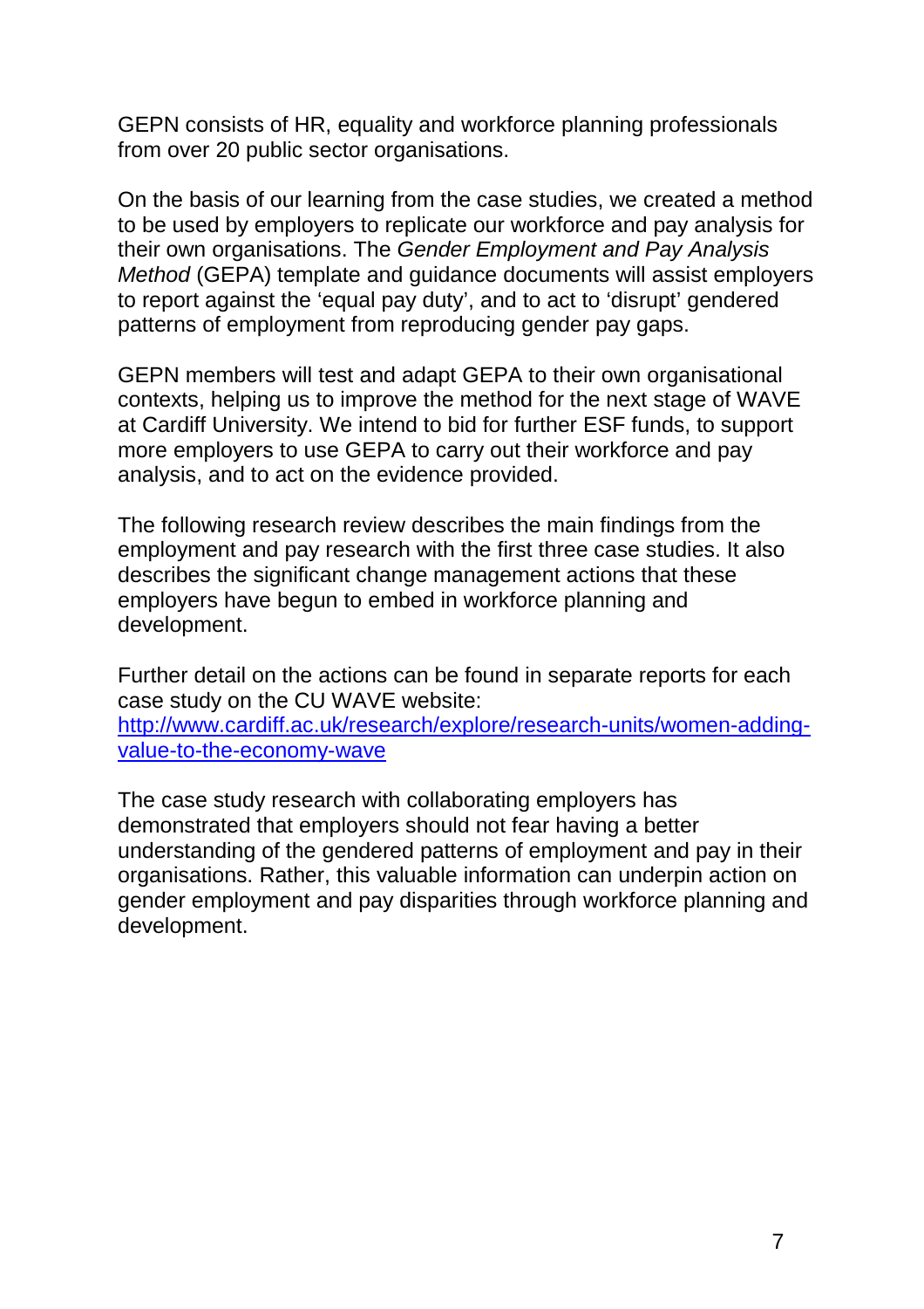GEPN consists of HR, equality and workforce planning professionals from over 20 public sector organisations.

On the basis of our learning from the case studies, we created a method to be used by employers to replicate our workforce and pay analysis for their own organisations. The *Gender Employment and Pay Analysis Method* (GEPA) template and guidance documents will assist employers to report against the 'equal pay duty', and to act to 'disrupt' gendered patterns of employment from reproducing gender pay gaps.

GEPN members will test and adapt GEPA to their own organisational contexts, helping us to improve the method for the next stage of WAVE at Cardiff University. We intend to bid for further ESF funds, to support more employers to use GEPA to carry out their workforce and pay analysis, and to act on the evidence provided.

The following research review describes the main findings from the employment and pay research with the first three case studies. It also describes the significant change management actions that these employers have begun to embed in workforce planning and development.

Further detail on the actions can be found in separate reports for each case study on the CU WAVE website: [http://www.cardiff.ac.uk/research/explore/research-units/women-adding-value-to-the-economy-wave](http://www.cardiff.ac.uk/research/explore/research-units/women-adding-value-to-the-economy-wave)

The case study research with collaborating employers has demonstrated that employers should not fear having a better understanding of the gendered patterns of employment and pay in their organisations. Rather, this valuable information can underpin action on gender employment and pay disparities through workforce planning and development.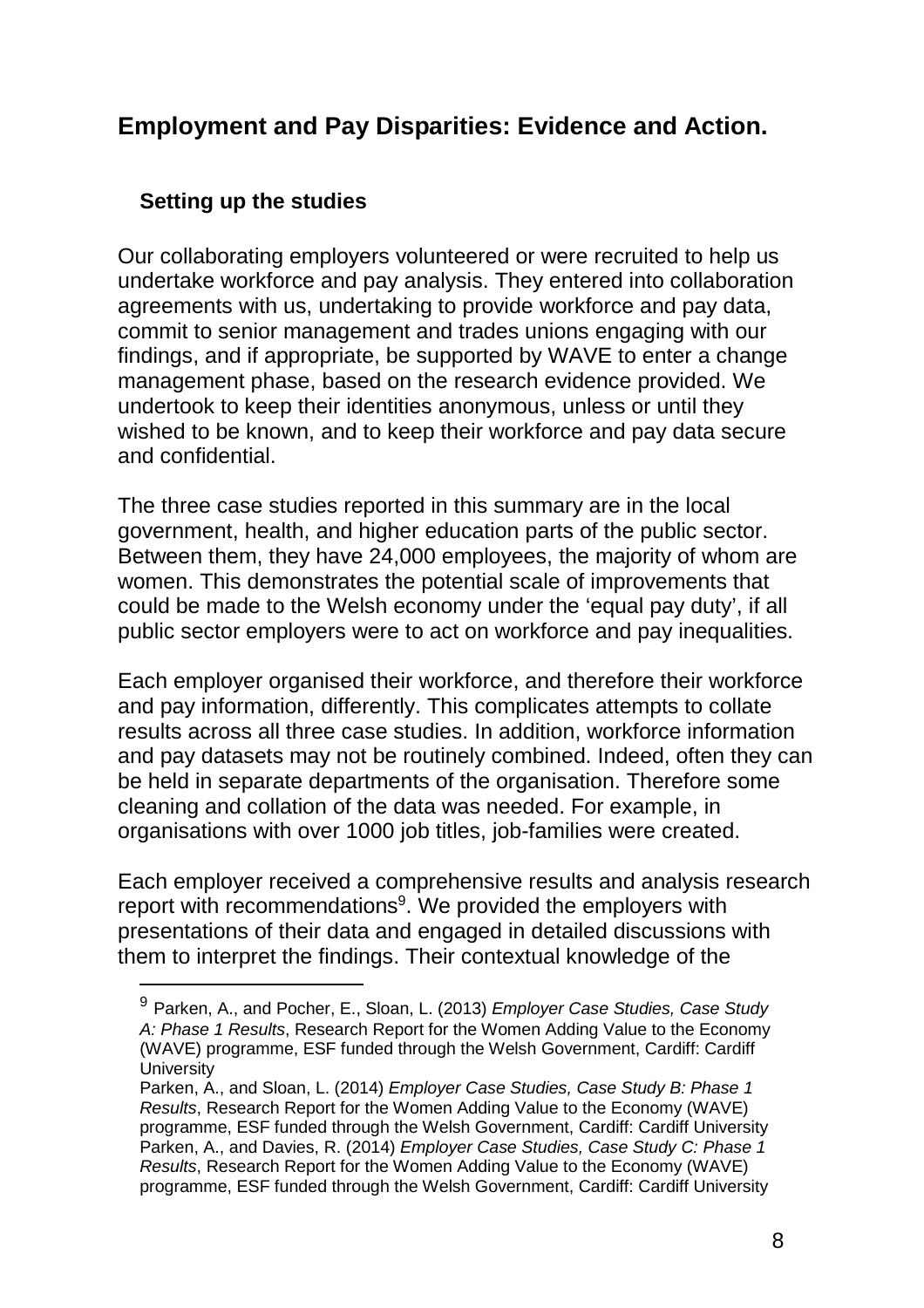## Employment and Pay Disparities: Evidence and Action.

### Setting up the studies

Our collaborating employers volunteered or were recruited to help us undertake workforce and pay analysis. They entered into collaboration agreements with us, undertaking to provide workforce and pay data, commit to senior management and trades unions engaging with our findings, and if appropriate, be supported by WAVE to enter a change management phase, based on the research evidence provided. We undertook to keep their identities anonymous, unless or until they wished to be known, and to keep their workforce and pay data secure and confidential.

The three case studies reported in this summary are in the local government, health, and higher education parts of the public sector. Between them, they have 24,000 employees, the majority of whom are women. This demonstrates the potential scale of improvements that could be made to the Welsh economy under the 'equal pay duty', if all public sector employers were to act on workforce and pay inequalities.

Each employer organised their workforce, and therefore their workforce and pay information, differently. This complicates attempts to collate results across all three case studies. In addition, workforce information and pay datasets may not be routinely combined. Indeed, often they can be held in separate departments of the organisation. Therefore some cleaning and collation of the data was needed. For example, in organisations with over 1000 job titles, job-families were created.

Each employer received a comprehensive results and analysis research report with recommendations[9]. We provided the employers with presentations of their data and engaged in detailed discussions with them to interpret the findings. Their contextual knowledge of the

---

[9] Parken, A., and Pocher, E., Sloan, L. (2013) *Employer Case Studies, Case Study A: Phase 1 Results*, Research Report for the Women Adding Value to the Economy (WAVE) programme, ESF funded through the Welsh Government, Cardiff: Cardiff University

Parken, A., and Sloan, L. (2014) *Employer Case Studies, Case Study B: Phase 1 Results*, Research Report for the Women Adding Value to the Economy (WAVE) programme, ESF funded through the Welsh Government, Cardiff: Cardiff University

Parken, A., and Davies, R. (2014) *Employer Case Studies, Case Study C: Phase 1 Results*, Research Report for the Women Adding Value to the Economy (WAVE) programme, ESF funded through the Welsh Government, Cardiff: Cardiff University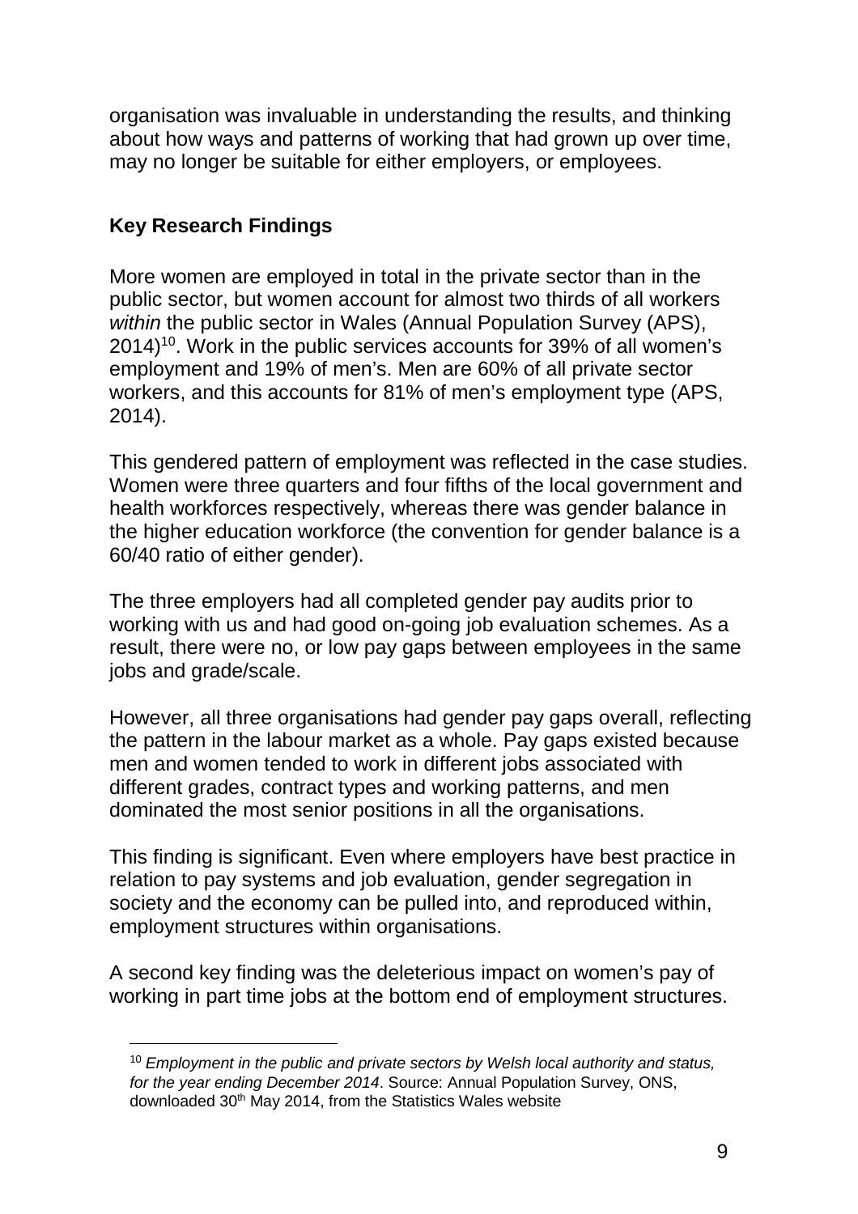organisation was invaluable in understanding the results, and thinking about how ways and patterns of working that had grown up over time, may no longer be suitable for either employers, or employees.

## Key Research Findings

More women are employed in total in the private sector than in the public sector, but women account for almost two thirds of all workers *within* the public sector in Wales (Annual Population Survey (APS), 2014)[10]. Work in the public services accounts for 39% of all women's employment and 19% of men's. Men are 60% of all private sector workers, and this accounts for 81% of men's employment type (APS, 2014).

This gendered pattern of employment was reflected in the case studies. Women were three quarters and four fifths of the local government and health workforces respectively, whereas there was gender balance in the higher education workforce (the convention for gender balance is a 60/40 ratio of either gender).

The three employers had all completed gender pay audits prior to working with us and had good on-going job evaluation schemes. As a result, there were no, or low pay gaps between employees in the same jobs and grade/scale.

However, all three organisations had gender pay gaps overall, reflecting the pattern in the labour market as a whole. Pay gaps existed because men and women tended to work in different jobs associated with different grades, contract types and working patterns, and men dominated the most senior positions in all the organisations.

This finding is significant. Even where employers have best practice in relation to pay systems and job evaluation, gender segregation in society and the economy can be pulled into, and reproduced within, employment structures within organisations.

A second key finding was the deleterious impact on women's pay of working in part time jobs at the bottom end of employment structures.

---

[10] *Employment in the public and private sectors by Welsh local authority and status, for the year ending December 2014*. Source: Annual Population Survey, ONS, downloaded 30th May 2014, from the Statistics Wales website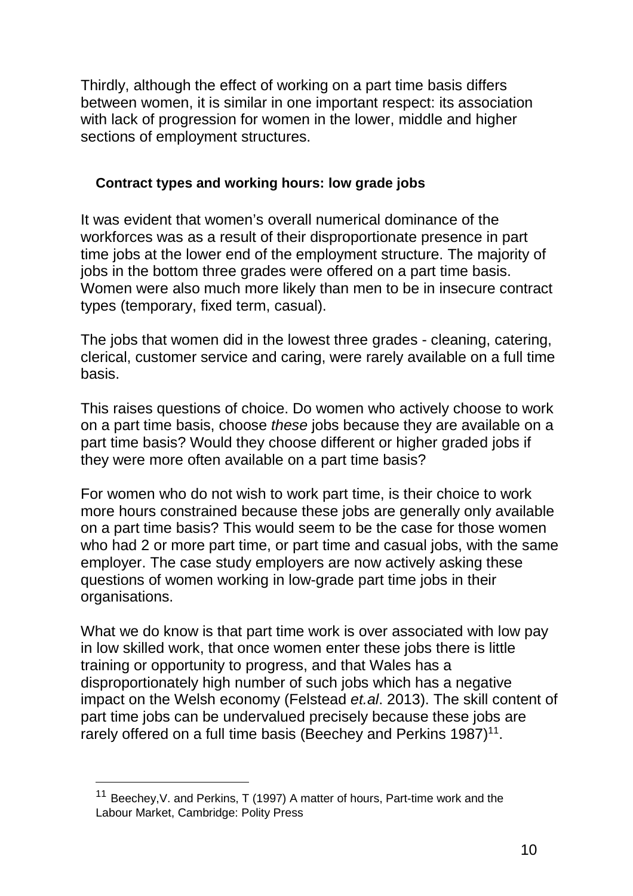Thirdly, although the effect of working on a part time basis differs between women, it is similar in one important respect: its association with lack of progression for women in the lower, middle and higher sections of employment structures.

### Contract types and working hours: low grade jobs

It was evident that women's overall numerical dominance of the workforces was as a result of their disproportionate presence in part time jobs at the lower end of the employment structure. The majority of jobs in the bottom three grades were offered on a part time basis. Women were also much more likely than men to be in insecure contract types (temporary, fixed term, casual).

The jobs that women did in the lowest three grades - cleaning, catering, clerical, customer service and caring, were rarely available on a full time basis.

This raises questions of choice. Do women who actively choose to work on a part time basis, choose *these* jobs because they are available on a part time basis? Would they choose different or higher graded jobs if they were more often available on a part time basis?

For women who do not wish to work part time, is their choice to work more hours constrained because these jobs are generally only available on a part time basis? This would seem to be the case for those women who had 2 or more part time, or part time and casual jobs, with the same employer. The case study employers are now actively asking these questions of women working in low-grade part time jobs in their organisations.

What we do know is that part time work is over associated with low pay in low skilled work, that once women enter these jobs there is little training or opportunity to progress, and that Wales has a disproportionately high number of such jobs which has a negative impact on the Welsh economy (Felstead *et.al*. 2013). The skill content of part time jobs can be undervalued precisely because these jobs are rarely offered on a full time basis (Beechey and Perkins 1987)[11].

---

[11] Beechey,V. and Perkins, T (1997) A matter of hours, Part-time work and the Labour Market, Cambridge: Polity Press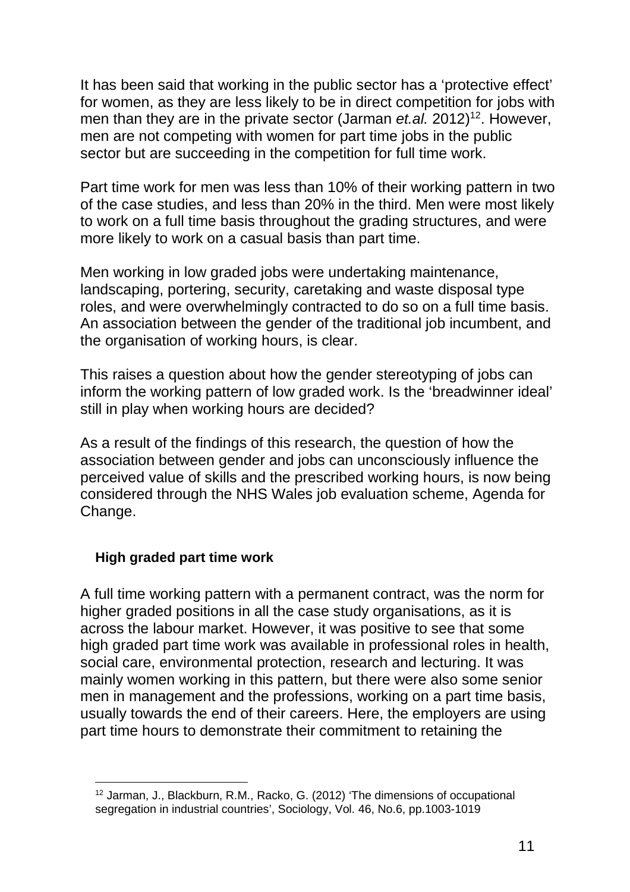It has been said that working in the public sector has a 'protective effect' for women, as they are less likely to be in direct competition for jobs with men than they are in the private sector (Jarman *et.al.* 2012)[12]. However, men are not competing with women for part time jobs in the public sector but are succeeding in the competition for full time work.

Part time work for men was less than 10% of their working pattern in two of the case studies, and less than 20% in the third. Men were most likely to work on a full time basis throughout the grading structures, and were more likely to work on a casual basis than part time.

Men working in low graded jobs were undertaking maintenance, landscaping, portering, security, caretaking and waste disposal type roles, and were overwhelmingly contracted to do so on a full time basis. An association between the gender of the traditional job incumbent, and the organisation of working hours, is clear.

This raises a question about how the gender stereotyping of jobs can inform the working pattern of low graded work. Is the 'breadwinner ideal' still in play when working hours are decided?

As a result of the findings of this research, the question of how the association between gender and jobs can unconsciously influence the perceived value of skills and the prescribed working hours, is now being considered through the NHS Wales job evaluation scheme, Agenda for Change.

**High graded part time work**

A full time working pattern with a permanent contract, was the norm for higher graded positions in all the case study organisations, as it is across the labour market. However, it was positive to see that some high graded part time work was available in professional roles in health, social care, environmental protection, research and lecturing. It was mainly women working in this pattern, but there were also some senior men in management and the professions, working on a part time basis, usually towards the end of their careers. Here, the employers are using part time hours to demonstrate their commitment to retaining the

[12] Jarman, J., Blackburn, R.M., Racko, G. (2012) 'The dimensions of occupational segregation in industrial countries', Sociology, Vol. 46, No.6, pp.1003-1019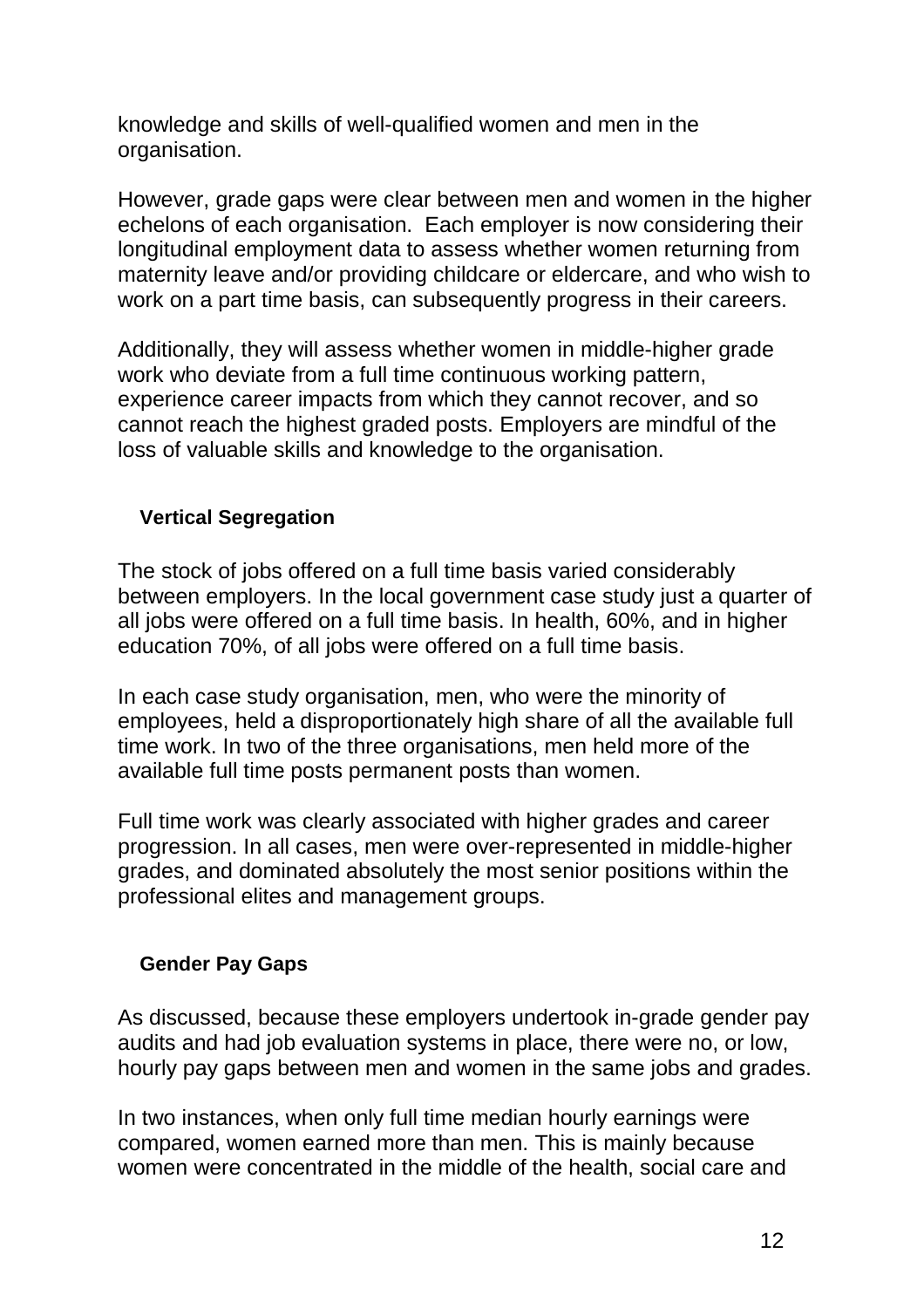knowledge and skills of well-qualified women and men in the organisation.

However, grade gaps were clear between men and women in the higher echelons of each organisation. Each employer is now considering their longitudinal employment data to assess whether women returning from maternity leave and/or providing childcare or eldercare, and who wish to work on a part time basis, can subsequently progress in their careers.

Additionally, they will assess whether women in middle-higher grade work who deviate from a full time continuous working pattern, experience career impacts from which they cannot recover, and so cannot reach the highest graded posts. Employers are mindful of the loss of valuable skills and knowledge to the organisation.

### Vertical Segregation

The stock of jobs offered on a full time basis varied considerably between employers. In the local government case study just a quarter of all jobs were offered on a full time basis. In health, 60%, and in higher education 70%, of all jobs were offered on a full time basis.

In each case study organisation, men, who were the minority of employees, held a disproportionately high share of all the available full time work. In two of the three organisations, men held more of the available full time posts permanent posts than women.

Full time work was clearly associated with higher grades and career progression. In all cases, men were over-represented in middle-higher grades, and dominated absolutely the most senior positions within the professional elites and management groups.

### Gender Pay Gaps

As discussed, because these employers undertook in-grade gender pay audits and had job evaluation systems in place, there were no, or low, hourly pay gaps between men and women in the same jobs and grades.

In two instances, when only full time median hourly earnings were compared, women earned more than men. This is mainly because women were concentrated in the middle of the health, social care and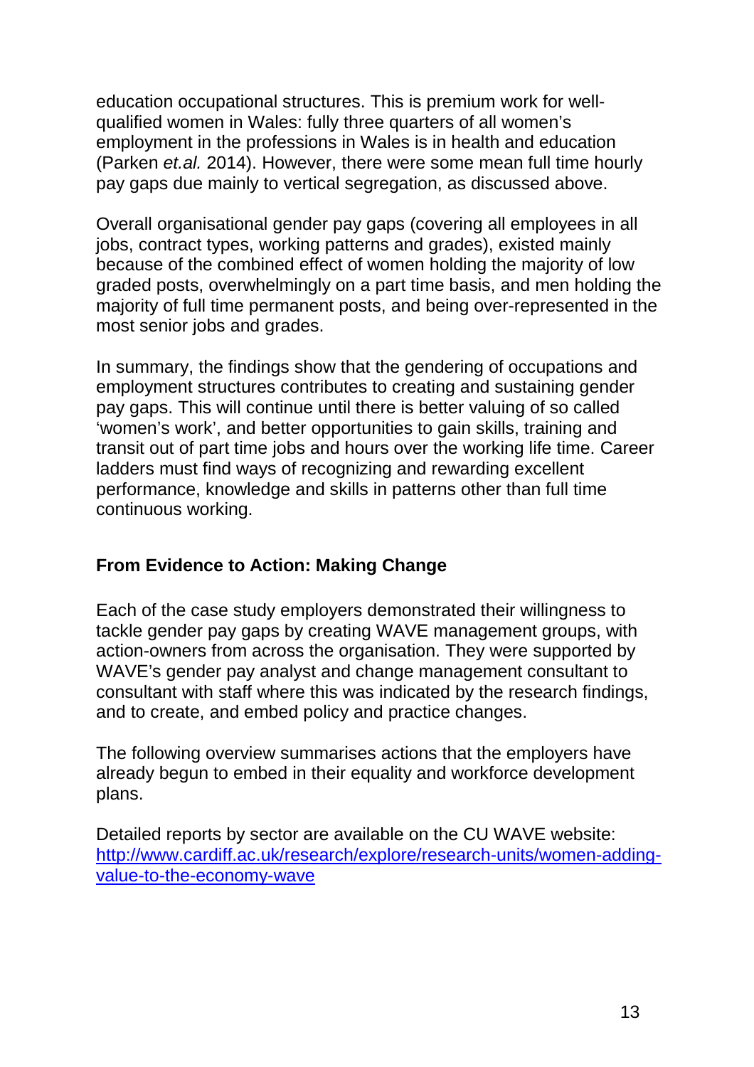education occupational structures. This is premium work for well-qualified women in Wales: fully three quarters of all women's employment in the professions in Wales is in health and education (Parken *et.al.* 2014). However, there were some mean full time hourly pay gaps due mainly to vertical segregation, as discussed above.

Overall organisational gender pay gaps (covering all employees in all jobs, contract types, working patterns and grades), existed mainly because of the combined effect of women holding the majority of low graded posts, overwhelmingly on a part time basis, and men holding the majority of full time permanent posts, and being over-represented in the most senior jobs and grades.

In summary, the findings show that the gendering of occupations and employment structures contributes to creating and sustaining gender pay gaps. This will continue until there is better valuing of so called 'women's work', and better opportunities to gain skills, training and transit out of part time jobs and hours over the working life time. Career ladders must find ways of recognizing and rewarding excellent performance, knowledge and skills in patterns other than full time continuous working.

**From Evidence to Action: Making Change**

Each of the case study employers demonstrated their willingness to tackle gender pay gaps by creating WAVE management groups, with action-owners from across the organisation. They were supported by WAVE's gender pay analyst and change management consultant to consultant with staff where this was indicated by the research findings, and to create, and embed policy and practice changes.

The following overview summarises actions that the employers have already begun to embed in their equality and workforce development plans.

Detailed reports by sector are available on the CU WAVE website: [http://www.cardiff.ac.uk/research/explore/research-units/women-adding-value-to-the-economy-wave](http://www.cardiff.ac.uk/research/explore/research-units/women-adding-value-to-the-economy-wave)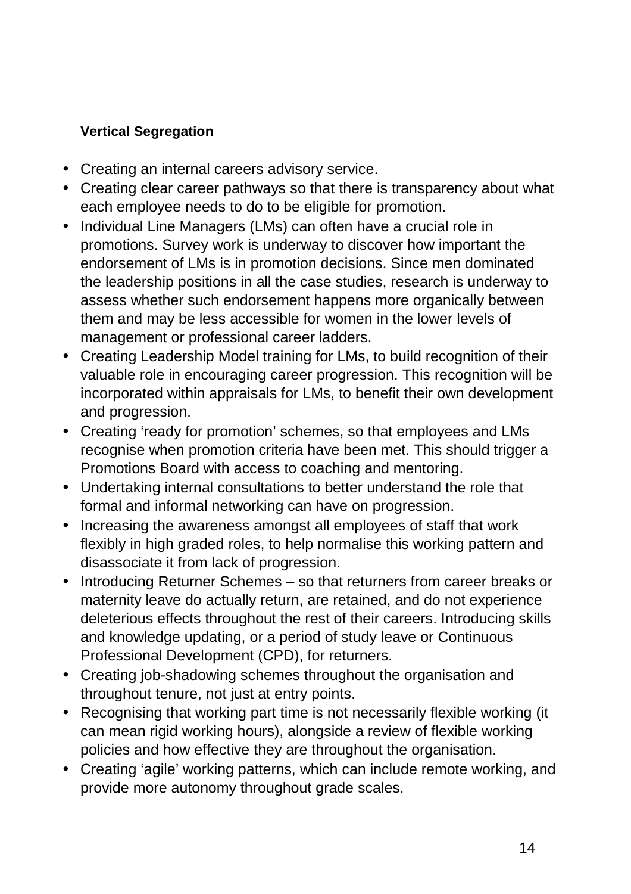**Vertical Segregation**

- Creating an internal careers advisory service.
- Creating clear career pathways so that there is transparency about what each employee needs to do to be eligible for promotion.
- Individual Line Managers (LMs) can often have a crucial role in promotions. Survey work is underway to discover how important the endorsement of LMs is in promotion decisions. Since men dominated the leadership positions in all the case studies, research is underway to assess whether such endorsement happens more organically between them and may be less accessible for women in the lower levels of management or professional career ladders.
- Creating Leadership Model training for LMs, to build recognition of their valuable role in encouraging career progression. This recognition will be incorporated within appraisals for LMs, to benefit their own development and progression.
- Creating 'ready for promotion' schemes, so that employees and LMs recognise when promotion criteria have been met. This should trigger a Promotions Board with access to coaching and mentoring.
- Undertaking internal consultations to better understand the role that formal and informal networking can have on progression.
- Increasing the awareness amongst all employees of staff that work flexibly in high graded roles, to help normalise this working pattern and disassociate it from lack of progression.
- Introducing Returner Schemes – so that returners from career breaks or maternity leave do actually return, are retained, and do not experience deleterious effects throughout the rest of their careers. Introducing skills and knowledge updating, or a period of study leave or Continuous Professional Development (CPD), for returners.
- Creating job-shadowing schemes throughout the organisation and throughout tenure, not just at entry points.
- Recognising that working part time is not necessarily flexible working (it can mean rigid working hours), alongside a review of flexible working policies and how effective they are throughout the organisation.
- Creating 'agile' working patterns, which can include remote working, and provide more autonomy throughout grade scales.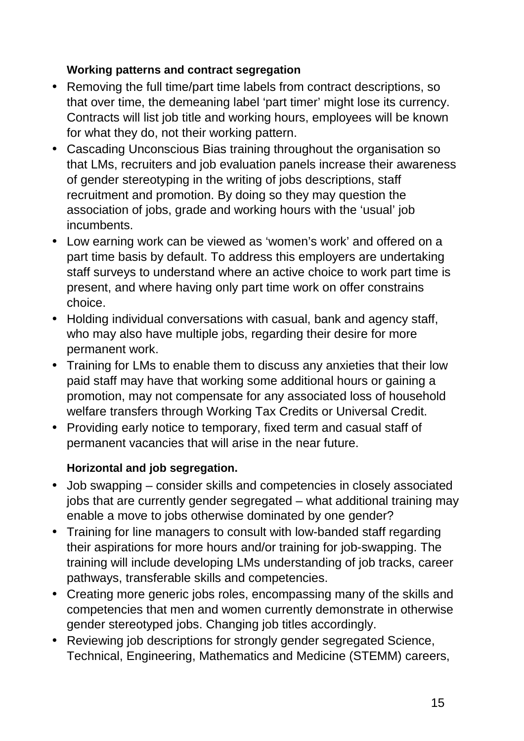**Working patterns and contract segregation**

- Removing the full time/part time labels from contract descriptions, so that over time, the demeaning label 'part timer' might lose its currency. Contracts will list job title and working hours, employees will be known for what they do, not their working pattern.
- Cascading Unconscious Bias training throughout the organisation so that LMs, recruiters and job evaluation panels increase their awareness of gender stereotyping in the writing of jobs descriptions, staff recruitment and promotion. By doing so they may question the association of jobs, grade and working hours with the 'usual' job incumbents.
- Low earning work can be viewed as 'women's work' and offered on a part time basis by default. To address this employers are undertaking staff surveys to understand where an active choice to work part time is present, and where having only part time work on offer constrains choice.
- Holding individual conversations with casual, bank and agency staff, who may also have multiple jobs, regarding their desire for more permanent work.
- Training for LMs to enable them to discuss any anxieties that their low paid staff may have that working some additional hours or gaining a promotion, may not compensate for any associated loss of household welfare transfers through Working Tax Credits or Universal Credit.
- Providing early notice to temporary, fixed term and casual staff of permanent vacancies that will arise in the near future.

**Horizontal and job segregation.**

- Job swapping – consider skills and competencies in closely associated jobs that are currently gender segregated – what additional training may enable a move to jobs otherwise dominated by one gender?
- Training for line managers to consult with low-banded staff regarding their aspirations for more hours and/or training for job-swapping. The training will include developing LMs understanding of job tracks, career pathways, transferable skills and competencies.
- Creating more generic jobs roles, encompassing many of the skills and competencies that men and women currently demonstrate in otherwise gender stereotyped jobs. Changing job titles accordingly.
- Reviewing job descriptions for strongly gender segregated Science, Technical, Engineering, Mathematics and Medicine (STEMM) careers,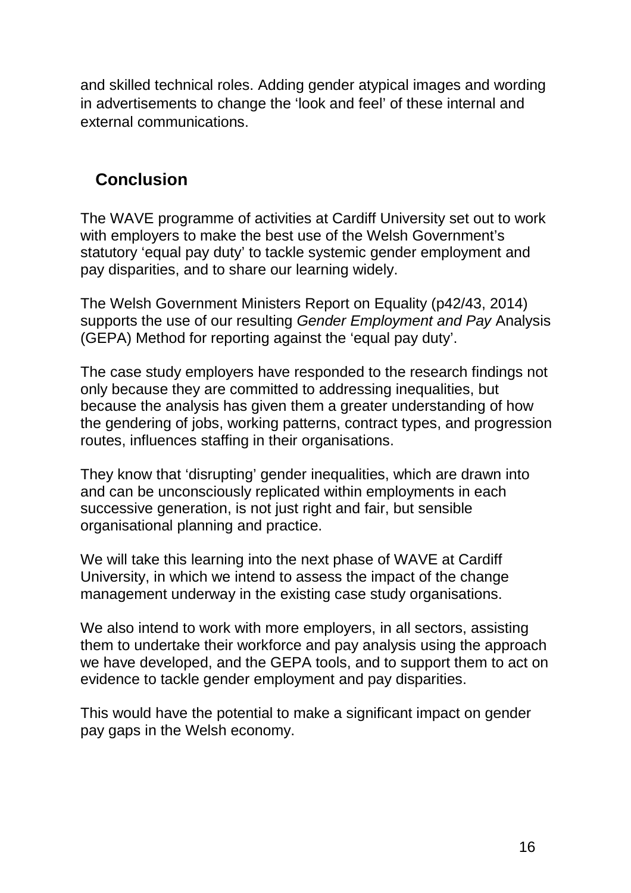and skilled technical roles. Adding gender atypical images and wording in advertisements to change the 'look and feel' of these internal and external communications.

## Conclusion

The WAVE programme of activities at Cardiff University set out to work with employers to make the best use of the Welsh Government's statutory 'equal pay duty' to tackle systemic gender employment and pay disparities, and to share our learning widely.

The Welsh Government Ministers Report on Equality (p42/43, 2014) supports the use of our resulting *Gender Employment and Pay* Analysis (GEPA) Method for reporting against the 'equal pay duty'.

The case study employers have responded to the research findings not only because they are committed to addressing inequalities, but because the analysis has given them a greater understanding of how the gendering of jobs, working patterns, contract types, and progression routes, influences staffing in their organisations.

They know that 'disrupting' gender inequalities, which are drawn into and can be unconsciously replicated within employments in each successive generation, is not just right and fair, but sensible organisational planning and practice.

We will take this learning into the next phase of WAVE at Cardiff University, in which we intend to assess the impact of the change management underway in the existing case study organisations.

We also intend to work with more employers, in all sectors, assisting them to undertake their workforce and pay analysis using the approach we have developed, and the GEPA tools, and to support them to act on evidence to tackle gender employment and pay disparities.

This would have the potential to make a significant impact on gender pay gaps in the Welsh economy.